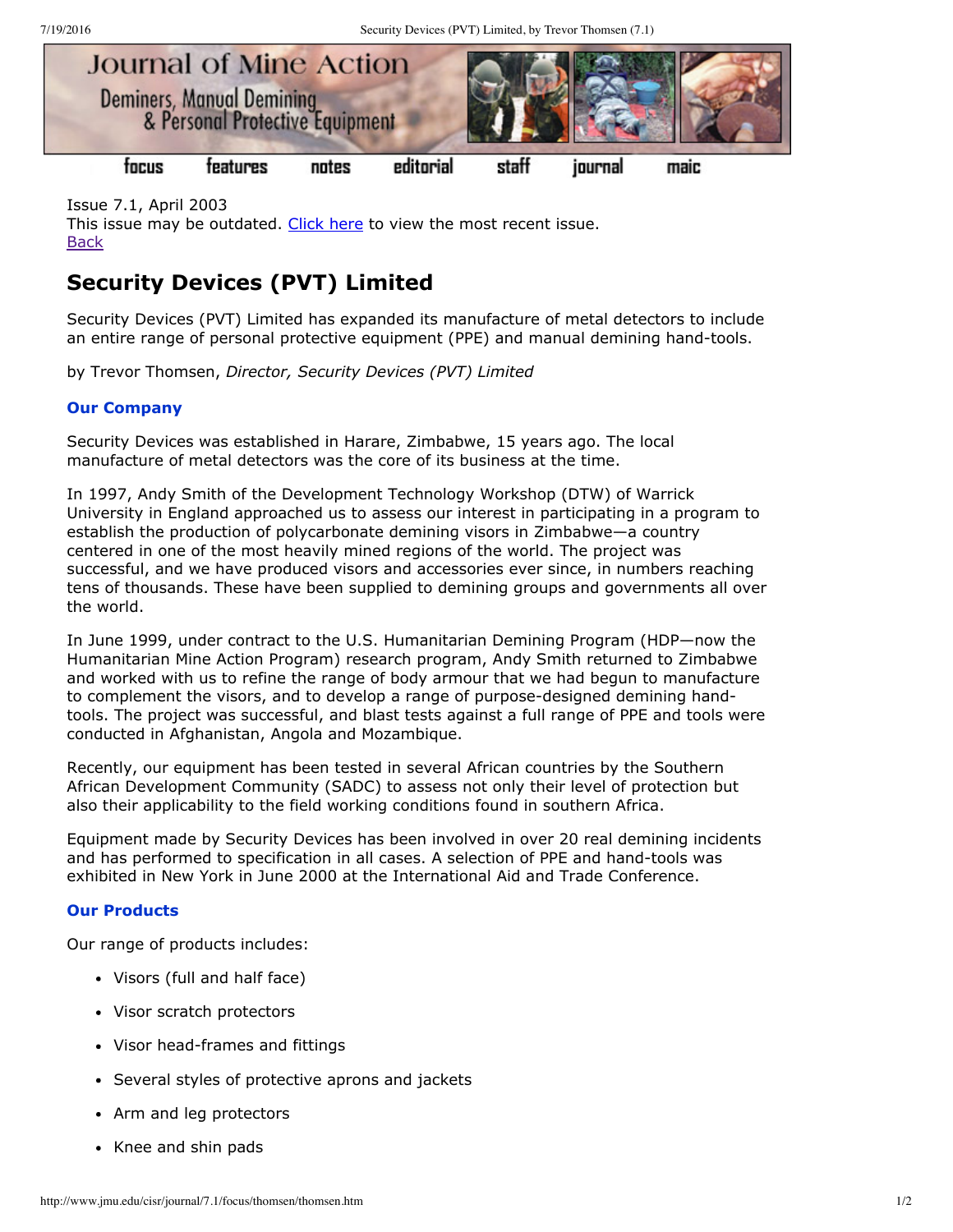Issue 7.1, April 2003
This issue may be outdated. Click here to view the most recent issue.
Back

# Security Devices (PVT) Limited

Security Devices (PVT) Limited has expanded its manufacture of metal detectors to include an entire range of personal protective equipment (PPE) and manual demining hand-tools.

by Trevor Thomsen, *Director, Security Devices (PVT) Limited*

### Our Company

Security Devices was established in Harare, Zimbabwe, 15 years ago. The local manufacture of metal detectors was the core of its business at the time.

In 1997, Andy Smith of the Development Technology Workshop (DTW) of Warrick University in England approached us to assess our interest in participating in a program to establish the production of polycarbonate demining visors in Zimbabwe—a country centered in one of the most heavily mined regions of the world. The project was successful, and we have produced visors and accessories ever since, in numbers reaching tens of thousands. These have been supplied to demining groups and governments all over the world.

In June 1999, under contract to the U.S. Humanitarian Demining Program (HDP—now the Humanitarian Mine Action Program) research program, Andy Smith returned to Zimbabwe and worked with us to refine the range of body armour that we had begun to manufacture to complement the visors, and to develop a range of purpose-designed demining hand-tools. The project was successful, and blast tests against a full range of PPE and tools were conducted in Afghanistan, Angola and Mozambique.

Recently, our equipment has been tested in several African countries by the Southern African Development Community (SADC) to assess not only their level of protection but also their applicability to the field working conditions found in southern Africa.

Equipment made by Security Devices has been involved in over 20 real demining incidents and has performed to specification in all cases. A selection of PPE and hand-tools was exhibited in New York in June 2000 at the International Aid and Trade Conference.

### Our Products

Our range of products includes:

- Visors (full and half face)
- Visor scratch protectors
- Visor head-frames and fittings
- Several styles of protective aprons and jackets
- Arm and leg protectors
- Knee and shin pads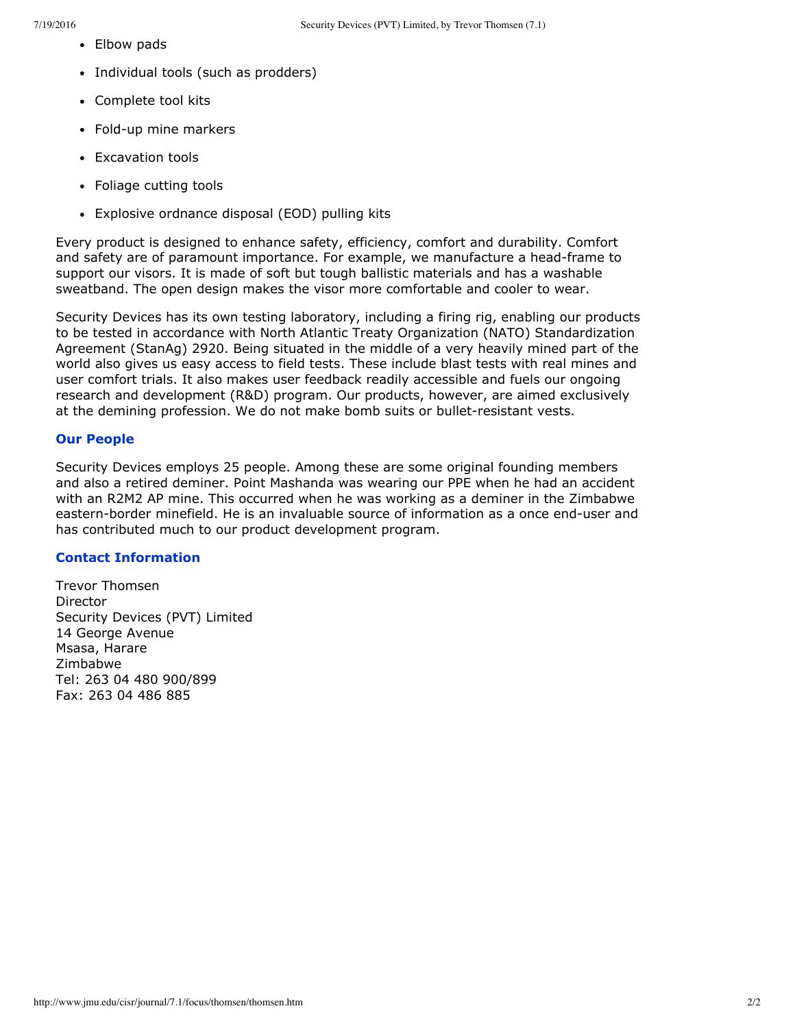- Elbow pads
- Individual tools (such as prodders)
- Complete tool kits
- Fold-up mine markers
- Excavation tools
- Foliage cutting tools
- Explosive ordnance disposal (EOD) pulling kits

Every product is designed to enhance safety, efficiency, comfort and durability. Comfort and safety are of paramount importance. For example, we manufacture a head-frame to support our visors. It is made of soft but tough ballistic materials and has a washable sweatband. The open design makes the visor more comfortable and cooler to wear.

Security Devices has its own testing laboratory, including a firing rig, enabling our products to be tested in accordance with North Atlantic Treaty Organization (NATO) Standardization Agreement (StanAg) 2920. Being situated in the middle of a very heavily mined part of the world also gives us easy access to field tests. These include blast tests with real mines and user comfort trials. It also makes user feedback readily accessible and fuels our ongoing research and development (R&D) program. Our products, however, are aimed exclusively at the demining profession. We do not make bomb suits or bullet-resistant vests.

## Our People

Security Devices employs 25 people. Among these are some original founding members and also a retired deminer. Point Mashanda was wearing our PPE when he had an accident with an R2M2 AP mine. This occurred when he was working as a deminer in the Zimbabwe eastern-border minefield. He is an invaluable source of information as a once end-user and has contributed much to our product development program.

## Contact Information

Trevor Thomsen
Director
Security Devices (PVT) Limited
14 George Avenue
Msasa, Harare
Zimbabwe
Tel: 263 04 480 900/899
Fax: 263 04 486 885